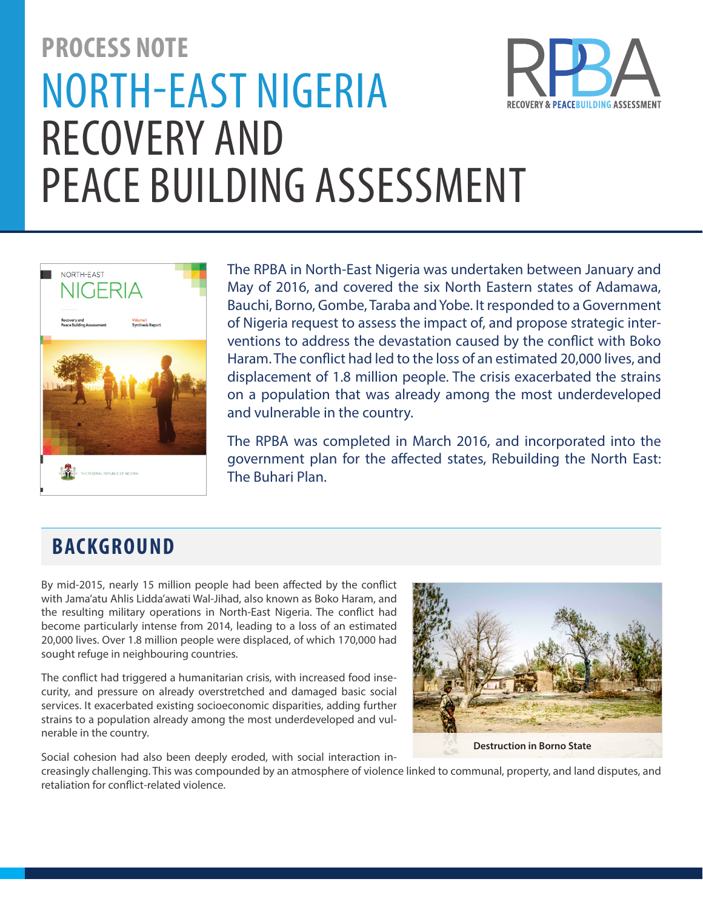# PROCESS NOTE

# NORTH-EAST NIGERIA RECOVERY AND PEACE BUILDING ASSESSMENT

The RPBA in North-East Nigeria was undertaken between January and May of 2016, and covered the six North Eastern states of Adamawa, Bauchi, Borno, Gombe, Taraba and Yobe. It responded to a Government of Nigeria request to assess the impact of, and propose strategic interventions to address the devastation caused by the conflict with Boko Haram. The conflict had led to the loss of an estimated 20,000 lives, and displacement of 1.8 million people. The crisis exacerbated the strains on a population that was already among the most underdeveloped and vulnerable in the country.

The RPBA was completed in March 2016, and incorporated into the government plan for the affected states, Rebuilding the North East: The Buhari Plan.

## BACKGROUND

By mid-2015, nearly 15 million people had been affected by the conflict with Jama'atu Ahlis Lidda'awati Wal-Jihad, also known as Boko Haram, and the resulting military operations in North-East Nigeria. The conflict had become particularly intense from 2014, leading to a loss of an estimated 20,000 lives. Over 1.8 million people were displaced, of which 170,000 had sought refuge in neighbouring countries.

The conflict had triggered a humanitarian crisis, with increased food insecurity, and pressure on already overstretched and damaged basic social services. It exacerbated existing socioeconomic disparities, adding further strains to a population already among the most underdeveloped and vulnerable in the country.

Social cohesion had also been deeply eroded, with social interaction increasingly challenging. This was compounded by an atmosphere of violence linked to communal, property, and land disputes, and retaliation for conflict-related violence.

**Destruction in Borno State**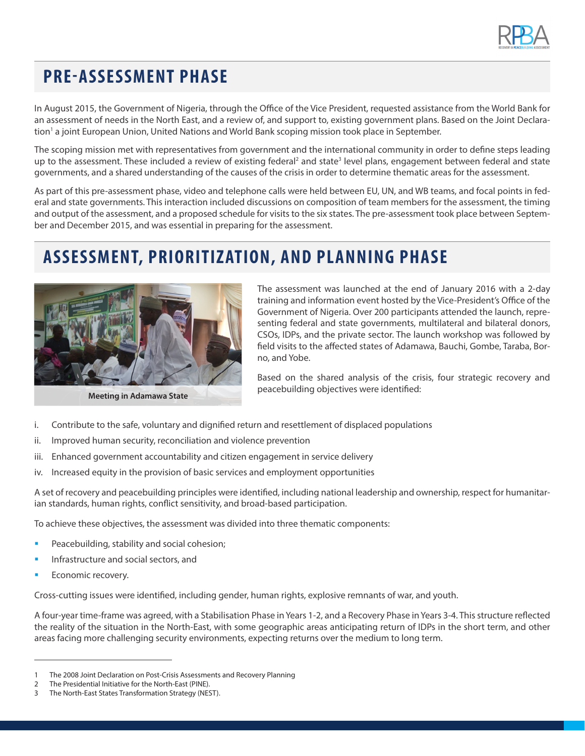## PRE-ASSESSMENT PHASE

In August 2015, the Government of Nigeria, through the Office of the Vice President, requested assistance from the World Bank for an assessment of needs in the North East, and a review of, and support to, existing government plans. Based on the Joint Declaration[1] a joint European Union, United Nations and World Bank scoping mission took place in September.

The scoping mission met with representatives from government and the international community in order to define steps leading up to the assessment. These included a review of existing federal[2] and state[3] level plans, engagement between federal and state governments, and a shared understanding of the causes of the crisis in order to determine thematic areas for the assessment.

As part of this pre-assessment phase, video and telephone calls were held between EU, UN, and WB teams, and focal points in federal and state governments. This interaction included discussions on composition of team members for the assessment, the timing and output of the assessment, and a proposed schedule for visits to the six states. The pre-assessment took place between September and December 2015, and was essential in preparing for the assessment.

## ASSESSMENT, PRIORITIZATION, AND PLANNING PHASE

Meeting in Adamawa State

The assessment was launched at the end of January 2016 with a 2-day training and information event hosted by the Vice-President's Office of the Government of Nigeria. Over 200 participants attended the launch, representing federal and state governments, multilateral and bilateral donors, CSOs, IDPs, and the private sector. The launch workshop was followed by field visits to the affected states of Adamawa, Bauchi, Gombe, Taraba, Borno, and Yobe.

Based on the shared analysis of the crisis, four strategic recovery and peacebuilding objectives were identified:

i. Contribute to the safe, voluntary and dignified return and resettlement of displaced populations
ii. Improved human security, reconciliation and violence prevention
iii. Enhanced government accountability and citizen engagement in service delivery
iv. Increased equity in the provision of basic services and employment opportunities

A set of recovery and peacebuilding principles were identified, including national leadership and ownership, respect for humanitarian standards, human rights, conflict sensitivity, and broad-based participation.

To achieve these objectives, the assessment was divided into three thematic components:

- Peacebuilding, stability and social cohesion;
- Infrastructure and social sectors, and
- Economic recovery.

Cross-cutting issues were identified, including gender, human rights, explosive remnants of war, and youth.

A four-year time-frame was agreed, with a Stabilisation Phase in Years 1-2, and a Recovery Phase in Years 3-4. This structure reflected the reality of the situation in the North-East, with some geographic areas anticipating return of IDPs in the short term, and other areas facing more challenging security environments, expecting returns over the medium to long term.

---

1 The 2008 Joint Declaration on Post-Crisis Assessments and Recovery Planning
2 The Presidential Initiative for the North-East (PINE).
3 The North-East States Transformation Strategy (NEST).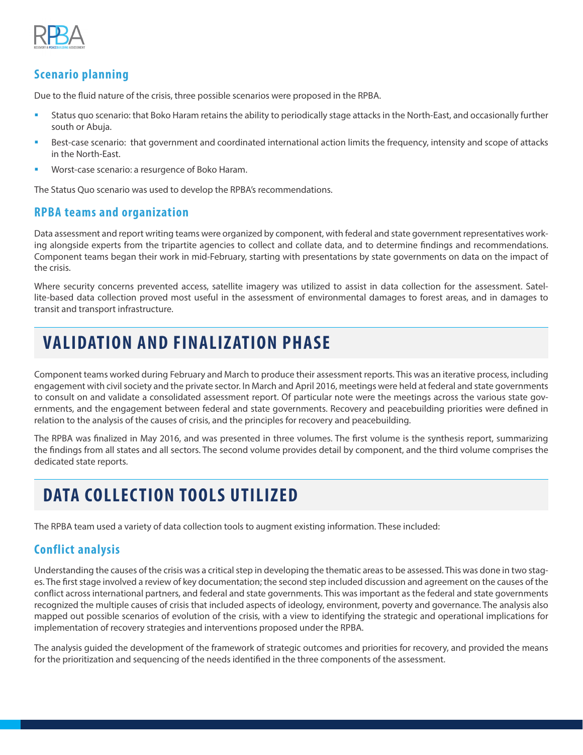### Scenario planning

Due to the fluid nature of the crisis, three possible scenarios were proposed in the RPBA.

- Status quo scenario: that Boko Haram retains the ability to periodically stage attacks in the North-East, and occasionally further south or Abuja.
- Best-case scenario: that government and coordinated international action limits the frequency, intensity and scope of attacks in the North-East.
- Worst-case scenario: a resurgence of Boko Haram.

The Status Quo scenario was used to develop the RPBA's recommendations.

### RPBA teams and organization

Data assessment and report writing teams were organized by component, with federal and state government representatives working alongside experts from the tripartite agencies to collect and collate data, and to determine findings and recommendations. Component teams began their work in mid-February, starting with presentations by state governments on data on the impact of the crisis.

Where security concerns prevented access, satellite imagery was utilized to assist in data collection for the assessment. Satellite-based data collection proved most useful in the assessment of environmental damages to forest areas, and in damages to transit and transport infrastructure.

## VALIDATION AND FINALIZATION PHASE

Component teams worked during February and March to produce their assessment reports. This was an iterative process, including engagement with civil society and the private sector. In March and April 2016, meetings were held at federal and state governments to consult on and validate a consolidated assessment report. Of particular note were the meetings across the various state governments, and the engagement between federal and state governments. Recovery and peacebuilding priorities were defined in relation to the analysis of the causes of crisis, and the principles for recovery and peacebuilding.

The RPBA was finalized in May 2016, and was presented in three volumes. The first volume is the synthesis report, summarizing the findings from all states and all sectors. The second volume provides detail by component, and the third volume comprises the dedicated state reports.

## DATA COLLECTION TOOLS UTILIZED

The RPBA team used a variety of data collection tools to augment existing information. These included:

### Conflict analysis

Understanding the causes of the crisis was a critical step in developing the thematic areas to be assessed. This was done in two stages. The first stage involved a review of key documentation; the second step included discussion and agreement on the causes of the conflict across international partners, and federal and state governments. This was important as the federal and state governments recognized the multiple causes of crisis that included aspects of ideology, environment, poverty and governance. The analysis also mapped out possible scenarios of evolution of the crisis, with a view to identifying the strategic and operational implications for implementation of recovery strategies and interventions proposed under the RPBA.

The analysis guided the development of the framework of strategic outcomes and priorities for recovery, and provided the means for the prioritization and sequencing of the needs identified in the three components of the assessment.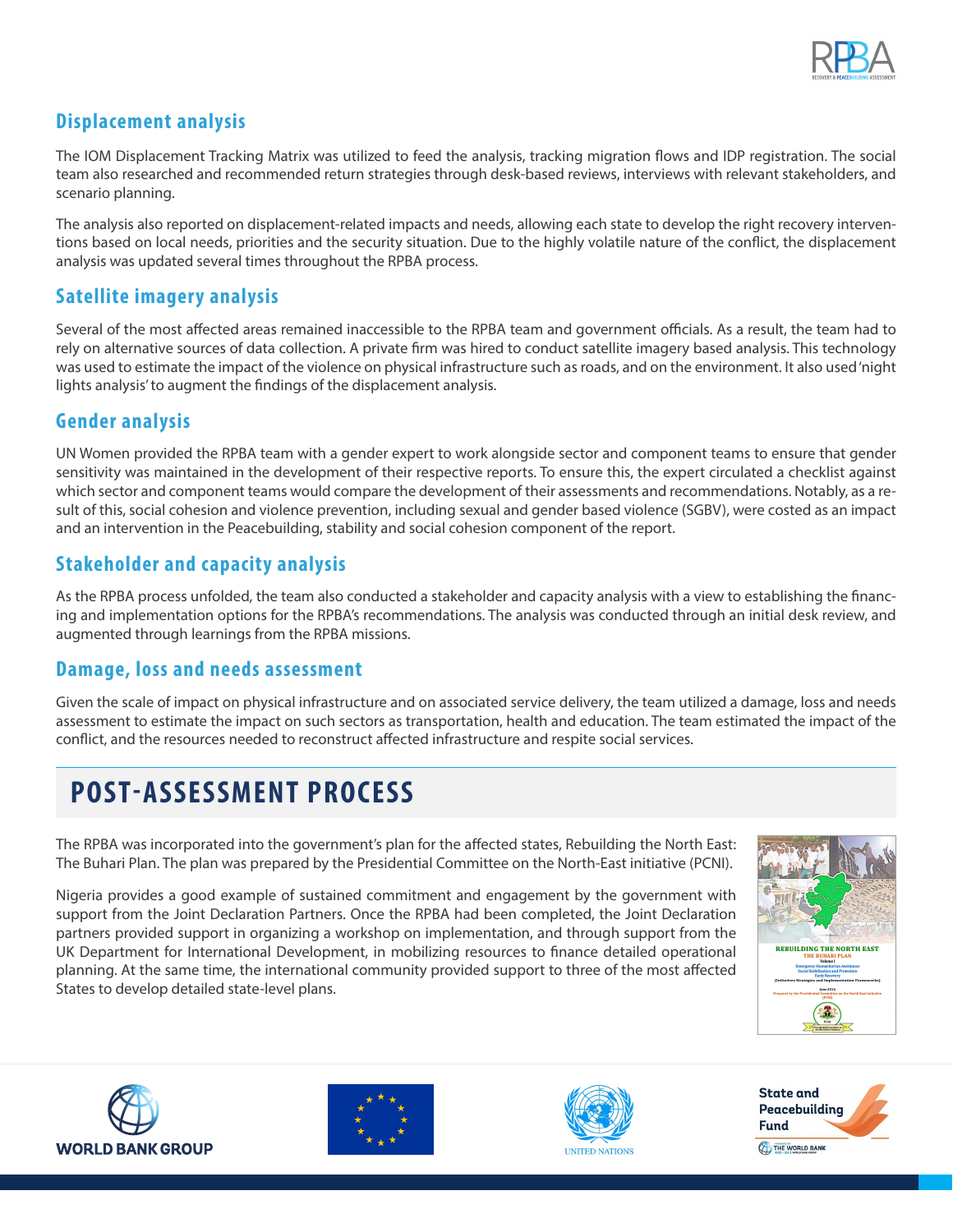## Displacement analysis

The IOM Displacement Tracking Matrix was utilized to feed the analysis, tracking migration flows and IDP registration. The social team also researched and recommended return strategies through desk-based reviews, interviews with relevant stakeholders, and scenario planning.

The analysis also reported on displacement-related impacts and needs, allowing each state to develop the right recovery interventions based on local needs, priorities and the security situation. Due to the highly volatile nature of the conflict, the displacement analysis was updated several times throughout the RPBA process.

## Satellite imagery analysis

Several of the most affected areas remained inaccessible to the RPBA team and government officials. As a result, the team had to rely on alternative sources of data collection. A private firm was hired to conduct satellite imagery based analysis. This technology was used to estimate the impact of the violence on physical infrastructure such as roads, and on the environment. It also used 'night lights analysis' to augment the findings of the displacement analysis.

## Gender analysis

UN Women provided the RPBA team with a gender expert to work alongside sector and component teams to ensure that gender sensitivity was maintained in the development of their respective reports. To ensure this, the expert circulated a checklist against which sector and component teams would compare the development of their assessments and recommendations. Notably, as a result of this, social cohesion and violence prevention, including sexual and gender based violence (SGBV), were costed as an impact and an intervention in the Peacebuilding, stability and social cohesion component of the report.

## Stakeholder and capacity analysis

As the RPBA process unfolded, the team also conducted a stakeholder and capacity analysis with a view to establishing the financing and implementation options for the RPBA's recommendations. The analysis was conducted through an initial desk review, and augmented through learnings from the RPBA missions.

## Damage, loss and needs assessment

Given the scale of impact on physical infrastructure and on associated service delivery, the team utilized a damage, loss and needs assessment to estimate the impact on such sectors as transportation, health and education. The team estimated the impact of the conflict, and the resources needed to reconstruct affected infrastructure and respite social services.

# POST-ASSESSMENT PROCESS

The RPBA was incorporated into the government's plan for the affected states, Rebuilding the North East: The Buhari Plan. The plan was prepared by the Presidential Committee on the North-East initiative (PCNI).

Nigeria provides a good example of sustained commitment and engagement by the government with support from the Joint Declaration Partners. Once the RPBA had been completed, the Joint Declaration partners provided support in organizing a workshop on implementation, and through support from the UK Department for International Development, in mobilizing resources to finance detailed operational planning. At the same time, the international community provided support to three of the most affected States to develop detailed state-level plans.